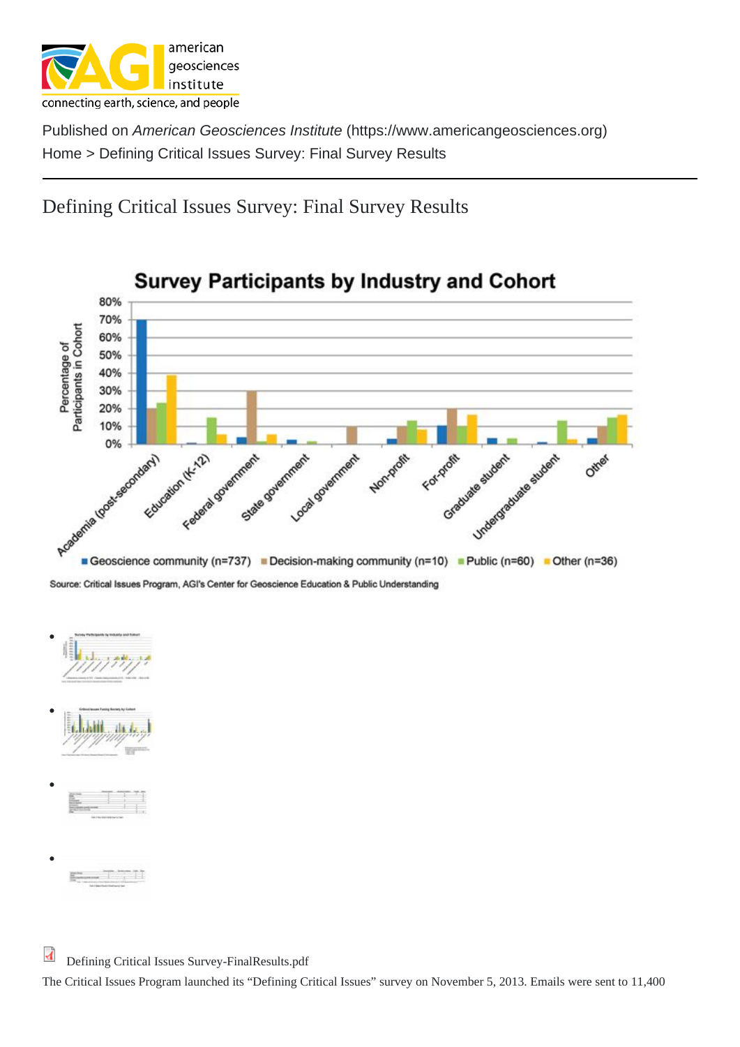Published on *American Geosciences Institute* (https://www.americangeosciences.org)
Home > Defining Critical Issues Survey: Final Survey Results

# Defining Critical Issues Survey: Final Survey Results

**Survey Participants by Industry and Cohort**

Source: Critical Issues Program, AGI's Center for Geoscience Education & Public Understanding

Defining Critical Issues Survey-FinalResults.pdf

The Critical Issues Program launched its "Defining Critical Issues" survey on November 5, 2013. Emails were sent to 11,400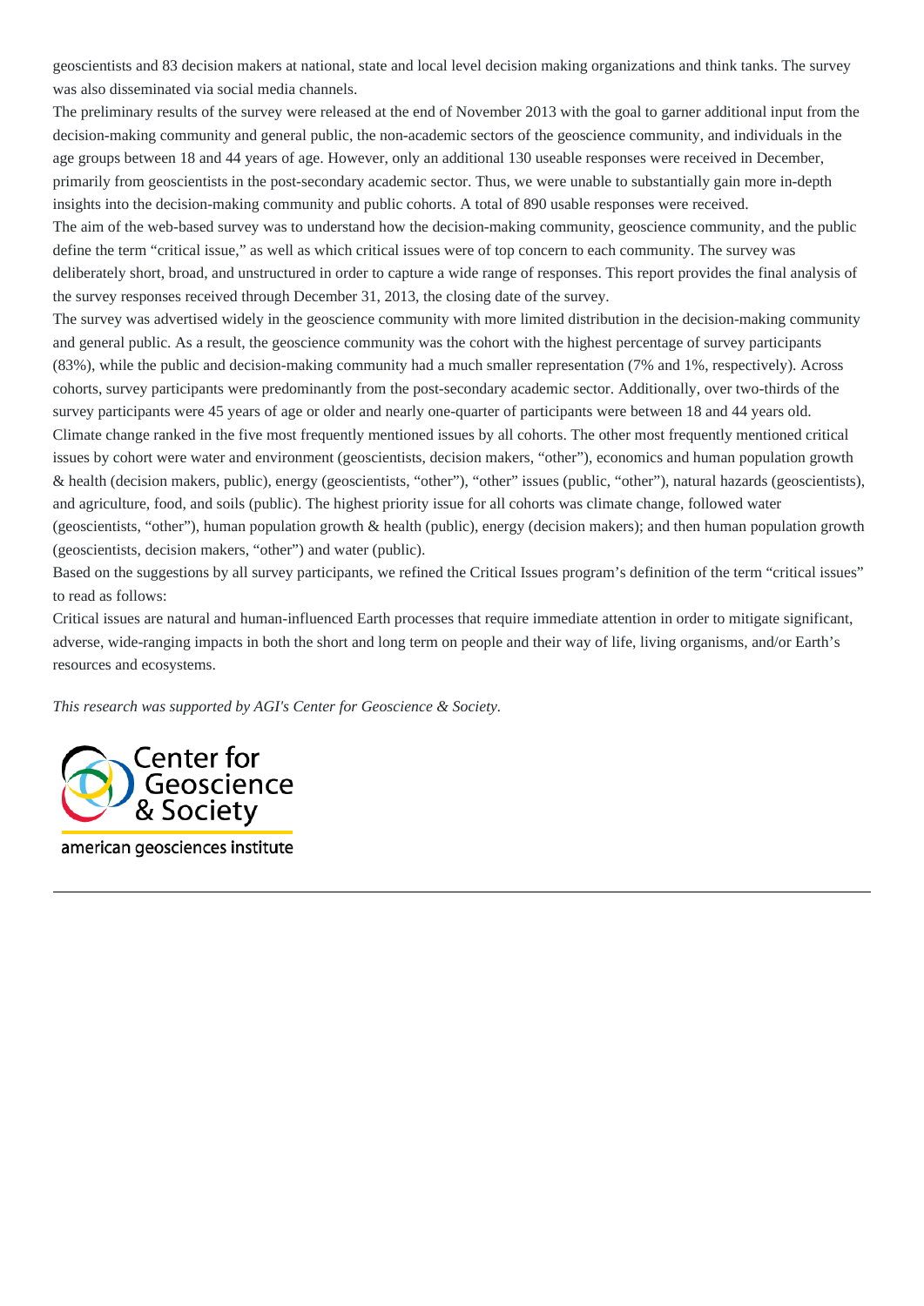geoscientists and 83 decision makers at national, state and local level decision making organizations and think tanks. The survey was also disseminated via social media channels.

The preliminary results of the survey were released at the end of November 2013 with the goal to garner additional input from the decision-making community and general public, the non-academic sectors of the geoscience community, and individuals in the age groups between 18 and 44 years of age. However, only an additional 130 useable responses were received in December, primarily from geoscientists in the post-secondary academic sector. Thus, we were unable to substantially gain more in-depth insights into the decision-making community and public cohorts. A total of 890 usable responses were received.

The aim of the web-based survey was to understand how the decision-making community, geoscience community, and the public define the term "critical issue," as well as which critical issues were of top concern to each community. The survey was deliberately short, broad, and unstructured in order to capture a wide range of responses. This report provides the final analysis of the survey responses received through December 31, 2013, the closing date of the survey.

The survey was advertised widely in the geoscience community with more limited distribution in the decision-making community and general public. As a result, the geoscience community was the cohort with the highest percentage of survey participants (83%), while the public and decision-making community had a much smaller representation (7% and 1%, respectively). Across cohorts, survey participants were predominantly from the post-secondary academic sector. Additionally, over two-thirds of the survey participants were 45 years of age or older and nearly one-quarter of participants were between 18 and 44 years old.

Climate change ranked in the five most frequently mentioned issues by all cohorts. The other most frequently mentioned critical issues by cohort were water and environment (geoscientists, decision makers, "other"), economics and human population growth & health (decision makers, public), energy (geoscientists, "other"), "other" issues (public, "other"), natural hazards (geoscientists), and agriculture, food, and soils (public). The highest priority issue for all cohorts was climate change, followed water (geoscientists, "other"), human population growth & health (public), energy (decision makers); and then human population growth (geoscientists, decision makers, "other") and water (public).

Based on the suggestions by all survey participants, we refined the Critical Issues program's definition of the term "critical issues" to read as follows:

Critical issues are natural and human-influenced Earth processes that require immediate attention in order to mitigate significant, adverse, wide-ranging impacts in both the short and long term on people and their way of life, living organisms, and/or Earth's resources and ecosystems.

*This research was supported by AGI's Center for Geoscience & Society.*

Center for Geoscience & Society

american geosciences institute